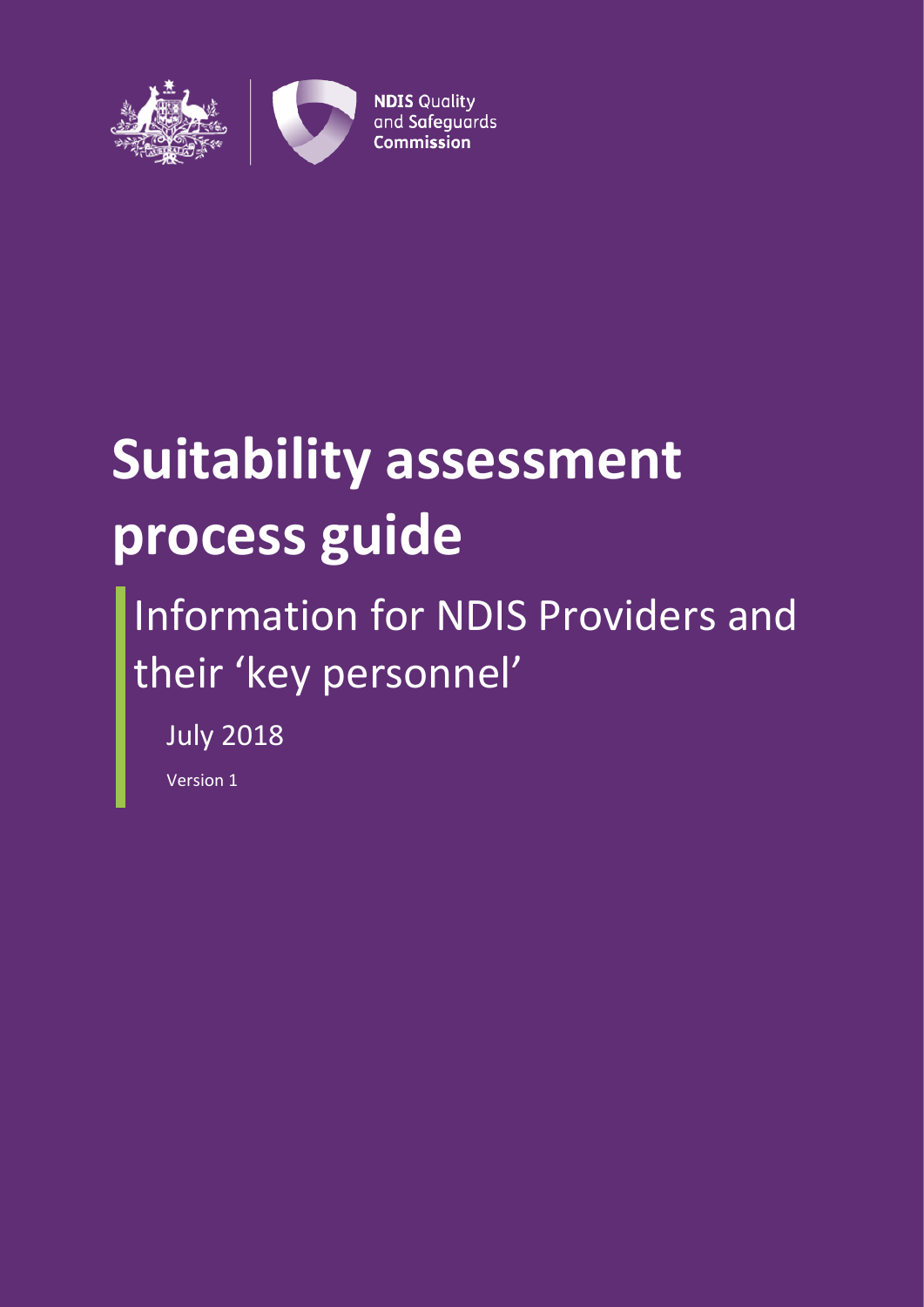NDIS Quality and Safeguards Commission

# Suitability assessment process guide

## Information for NDIS Providers and their 'key personnel'

July 2018

Version 1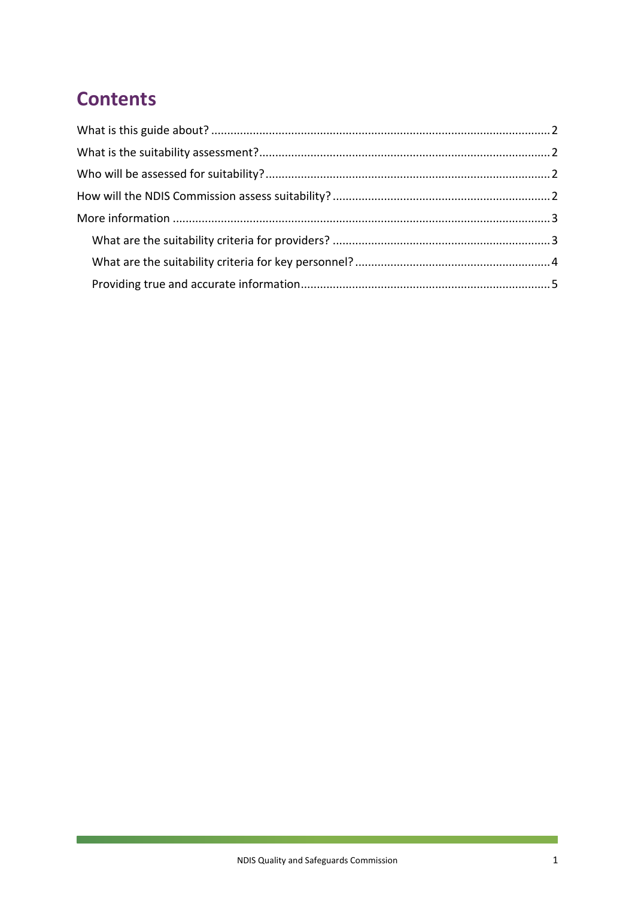# Contents

What is this guide about? ..... 2

What is the suitability assessment? ..... 2

Who will be assessed for suitability? ..... 2

How will the NDIS Commission assess suitability? ..... 2

More information ..... 3

- What are the suitability criteria for providers? ..... 3
- What are the suitability criteria for key personnel? ..... 4
- Providing true and accurate information ..... 5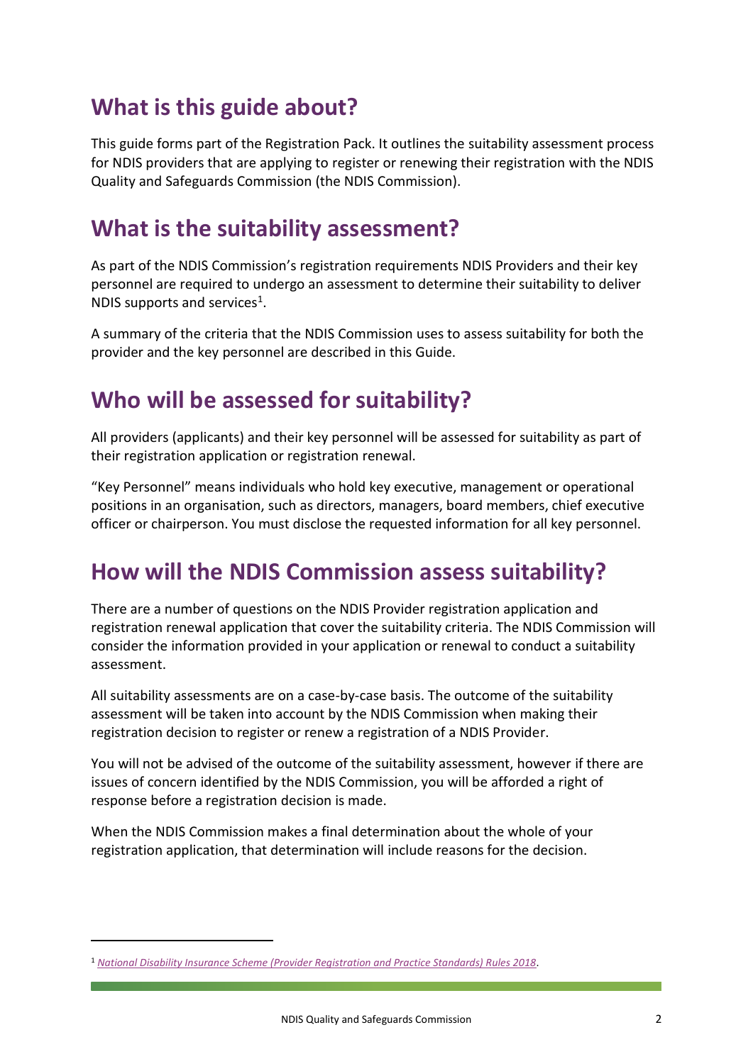## What is this guide about?

This guide forms part of the Registration Pack. It outlines the suitability assessment process for NDIS providers that are applying to register or renewing their registration with the NDIS Quality and Safeguards Commission (the NDIS Commission).

## What is the suitability assessment?

As part of the NDIS Commission's registration requirements NDIS Providers and their key personnel are required to undergo an assessment to determine their suitability to deliver NDIS supports and services[1].

A summary of the criteria that the NDIS Commission uses to assess suitability for both the provider and the key personnel are described in this Guide.

## Who will be assessed for suitability?

All providers (applicants) and their key personnel will be assessed for suitability as part of their registration application or registration renewal.

"Key Personnel" means individuals who hold key executive, management or operational positions in an organisation, such as directors, managers, board members, chief executive officer or chairperson. You must disclose the requested information for all key personnel.

## How will the NDIS Commission assess suitability?

There are a number of questions on the NDIS Provider registration application and registration renewal application that cover the suitability criteria. The NDIS Commission will consider the information provided in your application or renewal to conduct a suitability assessment.

All suitability assessments are on a case-by-case basis. The outcome of the suitability assessment will be taken into account by the NDIS Commission when making their registration decision to register or renew a registration of a NDIS Provider.

You will not be advised of the outcome of the suitability assessment, however if there are issues of concern identified by the NDIS Commission, you will be afforded a right of response before a registration decision is made.

When the NDIS Commission makes a final determination about the whole of your registration application, that determination will include reasons for the decision.

---

[1] *National Disability Insurance Scheme (Provider Registration and Practice Standards) Rules 2018*.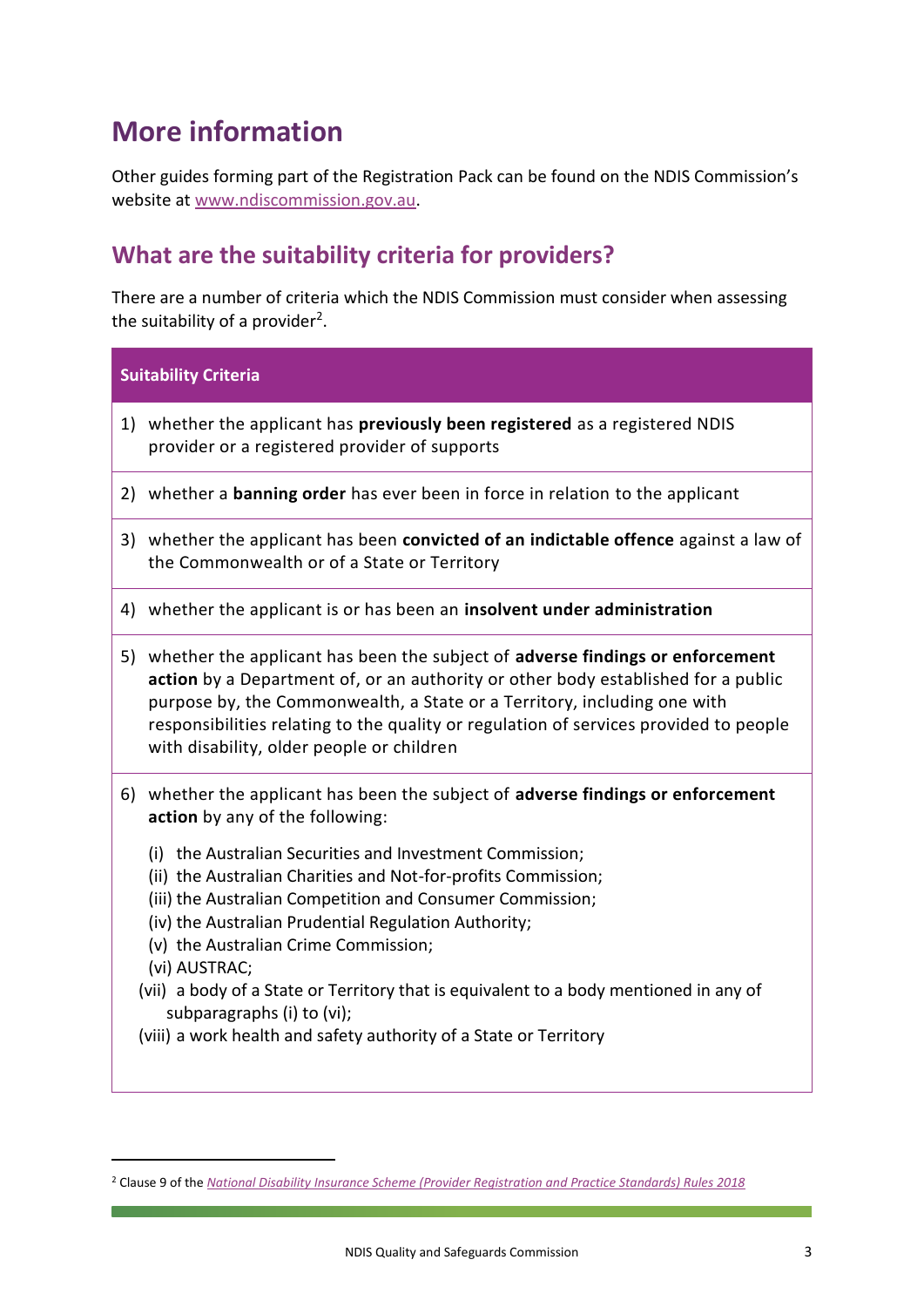# More information

Other guides forming part of the Registration Pack can be found on the NDIS Commission's website at [www.ndiscommission.gov.au](http://www.ndiscommission.gov.au).

## What are the suitability criteria for providers?

There are a number of criteria which the NDIS Commission must consider when assessing the suitability of a provider[2].

| Suitability Criteria |
| --- |
| 1) whether the applicant has **previously been registered** as a registered NDIS provider or a registered provider of supports |
| 2) whether a **banning order** has ever been in force in relation to the applicant |
| 3) whether the applicant has been **convicted of an indictable offence** against a law of the Commonwealth or of a State or Territory |
| 4) whether the applicant is or has been an **insolvent under administration** |
| 5) whether the applicant has been the subject of **adverse findings or enforcement action** by a Department of, or an authority or other body established for a public purpose by, the Commonwealth, a State or a Territory, including one with responsibilities relating to the quality or regulation of services provided to people with disability, older people or children |
| 6) whether the applicant has been the subject of **adverse findings or enforcement action** by any of the following: (i) the Australian Securities and Investment Commission; (ii) the Australian Charities and Not-for-profits Commission; (iii) the Australian Competition and Consumer Commission; (iv) the Australian Prudential Regulation Authority; (v) the Australian Crime Commission; (vi) AUSTRAC; (vii) a body of a State or Territory that is equivalent to a body mentioned in any of subparagraphs (i) to (vi); (viii) a work health and safety authority of a State or Territory |

[2] Clause 9 of the *National Disability Insurance Scheme (Provider Registration and Practice Standards) Rules 2018*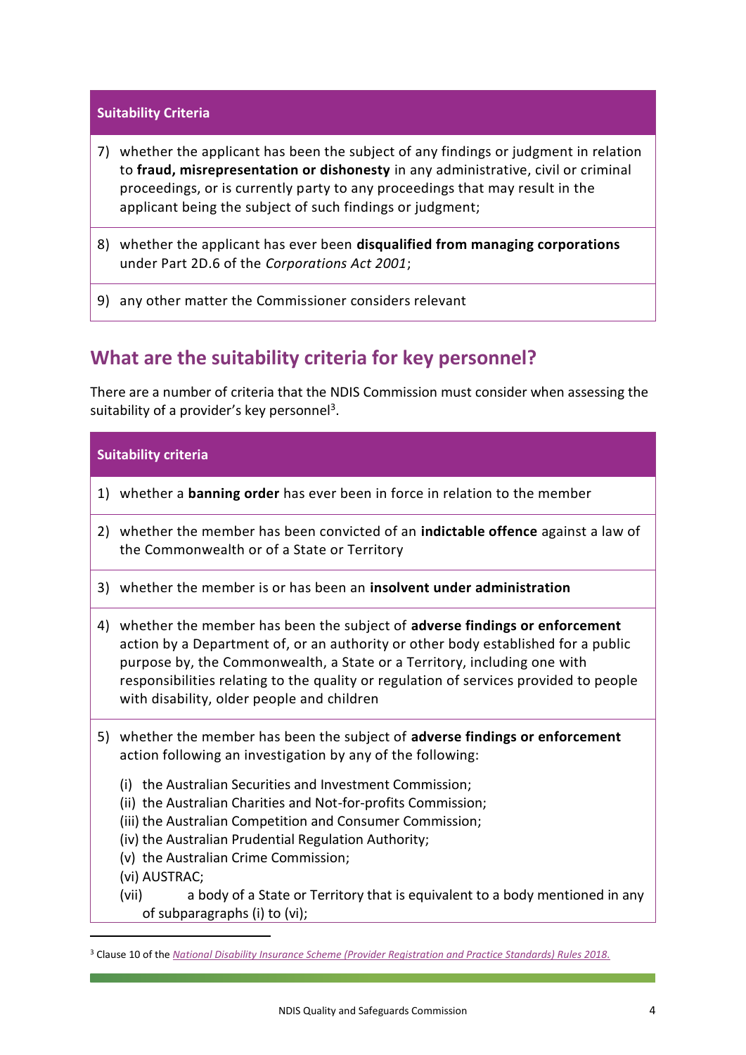| Suitability Criteria |
|---|
| 7) whether the applicant has been the subject of any findings or judgment in relation to **fraud, misrepresentation or dishonesty** in any administrative, civil or criminal proceedings, or is currently party to any proceedings that may result in the applicant being the subject of such findings or judgment; |
| 8) whether the applicant has ever been **disqualified from managing corporations** under Part 2D.6 of the *Corporations Act 2001*; |
| 9) any other matter the Commissioner considers relevant |

## What are the suitability criteria for key personnel?

There are a number of criteria that the NDIS Commission must consider when assessing the suitability of a provider's key personnel[3].

| Suitability criteria |
|---|
| 1) whether a **banning order** has ever been in force in relation to the member |
| 2) whether the member has been convicted of an **indictable offence** against a law of the Commonwealth or of a State or Territory |
| 3) whether the member is or has been an **insolvent under administration** |
| 4) whether the member has been the subject of **adverse findings or enforcement** action by a Department of, or an authority or other body established for a public purpose by, the Commonwealth, a State or a Territory, including one with responsibilities relating to the quality or regulation of services provided to people with disability, older people and children |
| 5) whether the member has been the subject of **adverse findings or enforcement** action following an investigation by any of the following: (i) the Australian Securities and Investment Commission; (ii) the Australian Charities and Not-for-profits Commission; (iii) the Australian Competition and Consumer Commission; (iv) the Australian Prudential Regulation Authority; (v) the Australian Crime Commission; (vi) AUSTRAC; (vii) a body of a State or Territory that is equivalent to a body mentioned in any of subparagraphs (i) to (vi); |

[3] Clause 10 of the *National Disability Insurance Scheme (Provider Registration and Practice Standards) Rules 2018.*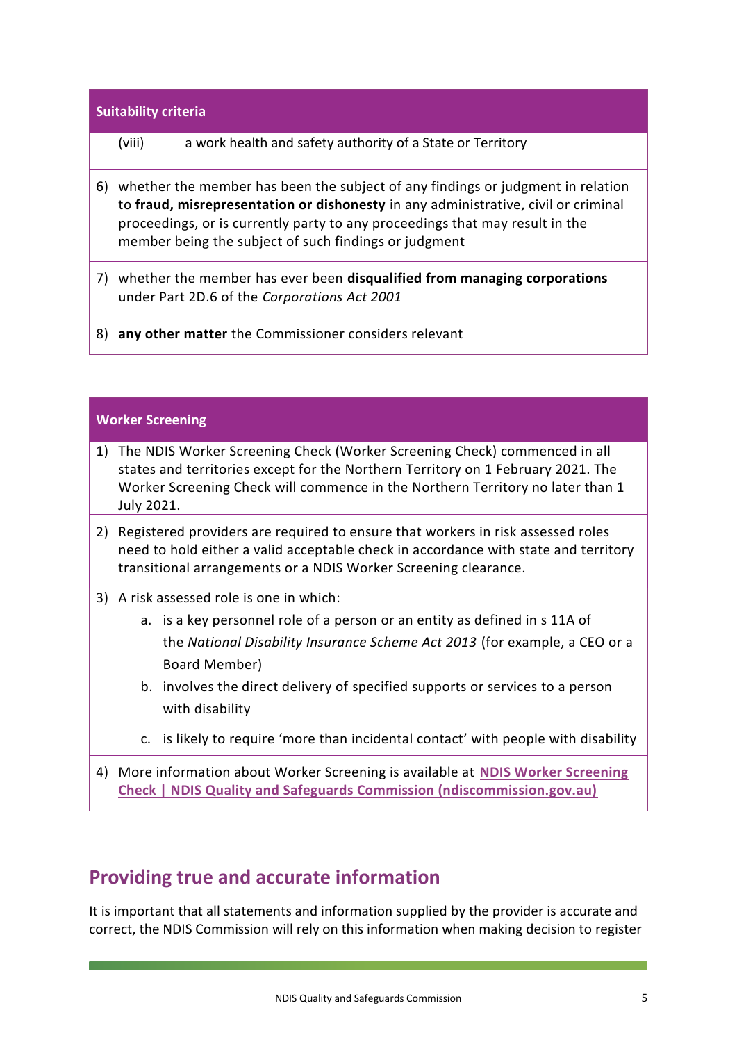| Suitability criteria |
|---|
| (viii) a work health and safety authority of a State or Territory |
| 6) whether the member has been the subject of any findings or judgment in relation to **fraud, misrepresentation or dishonesty** in any administrative, civil or criminal proceedings, or is currently party to any proceedings that may result in the member being the subject of such findings or judgment |
| 7) whether the member has ever been **disqualified from managing corporations** under Part 2D.6 of the *Corporations Act 2001* |
| 8) **any other matter** the Commissioner considers relevant |

| Worker Screening |
|---|
| 1) The NDIS Worker Screening Check (Worker Screening Check) commenced in all states and territories except for the Northern Territory on 1 February 2021. The Worker Screening Check will commence in the Northern Territory no later than 1 July 2021. |
| 2) Registered providers are required to ensure that workers in risk assessed roles need to hold either a valid acceptable check in accordance with state and territory transitional arrangements or a NDIS Worker Screening clearance. |
| 3) A risk assessed role is one in which:<br>a. is a key personnel role of a person or an entity as defined in s 11A of the *National Disability Insurance Scheme Act 2013* (for example, a CEO or a Board Member)<br>b. involves the direct delivery of specified supports or services to a person with disability<br>c. is likely to require 'more than incidental contact' with people with disability |
| 4) More information about Worker Screening is available at **NDIS Worker Screening Check \| NDIS Quality and Safeguards Commission (ndiscommission.gov.au)** |

## Providing true and accurate information

It is important that all statements and information supplied by the provider is accurate and correct, the NDIS Commission will rely on this information when making decision to register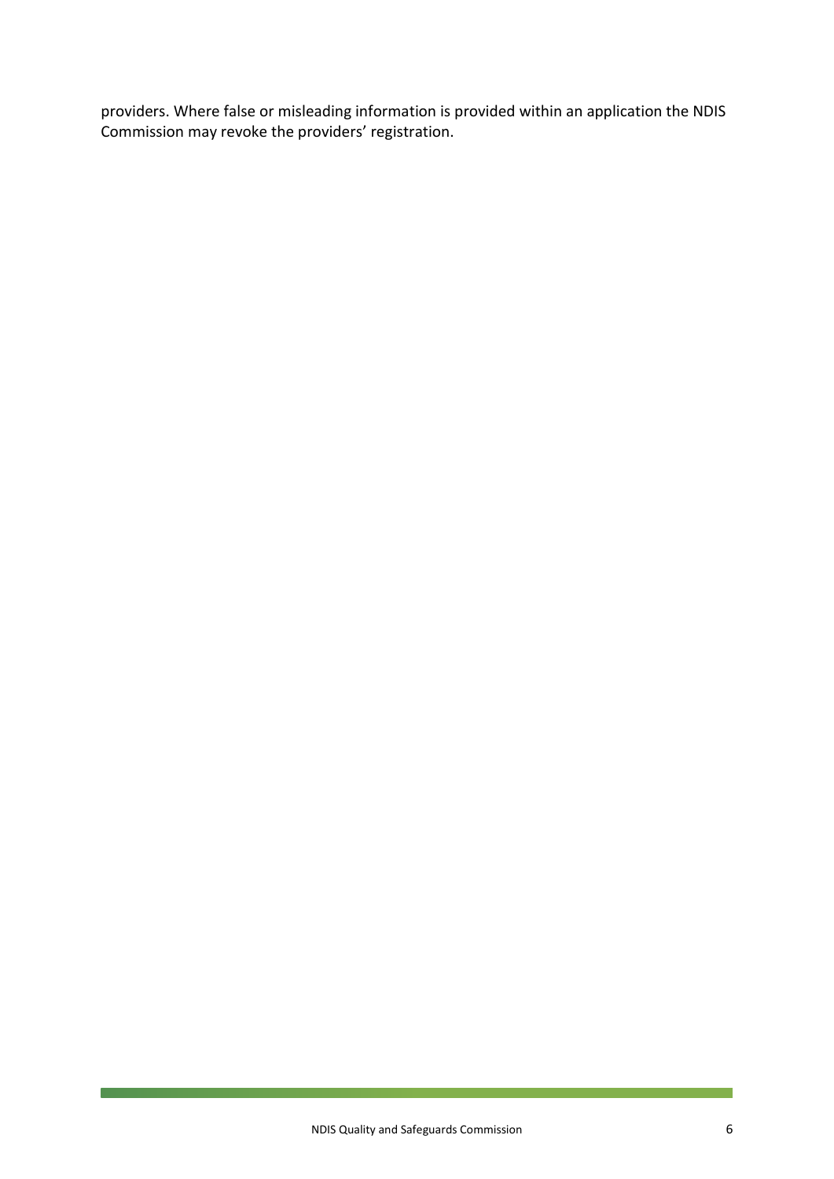providers. Where false or misleading information is provided within an application the NDIS Commission may revoke the providers' registration.